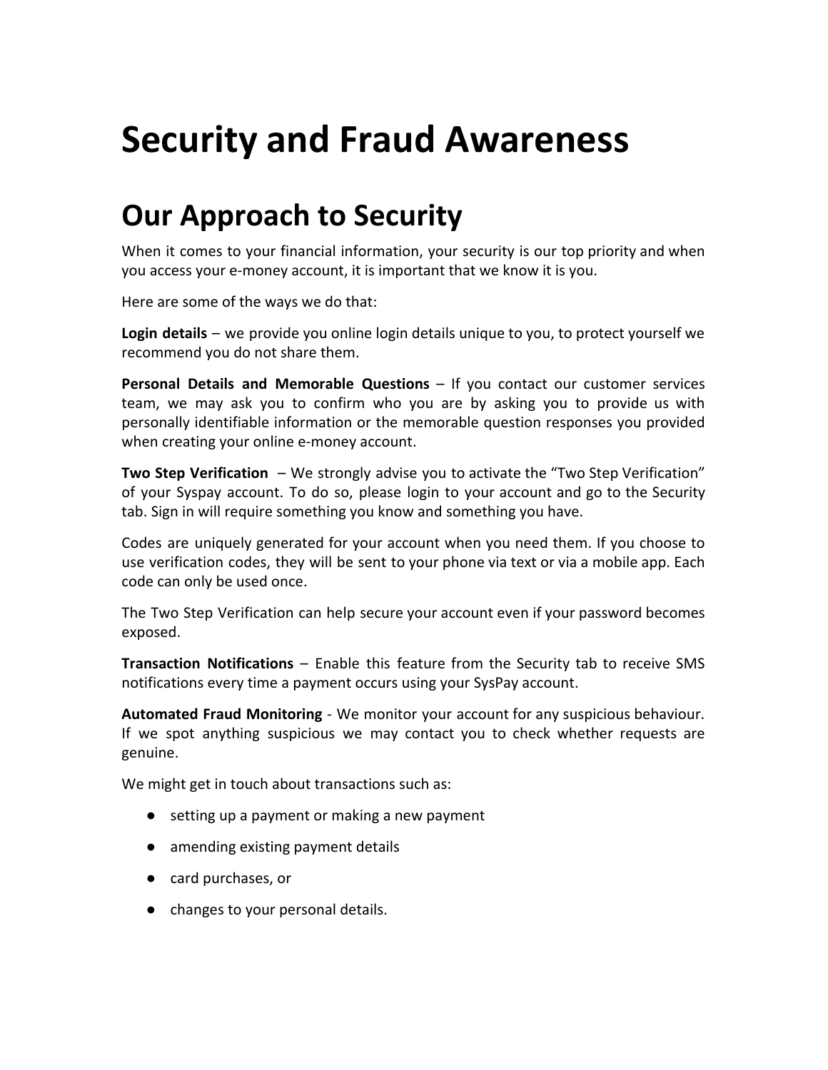# Security and Fraud Awareness

## Our Approach to Security

When it comes to your financial information, your security is our top priority and when you access your e-money account, it is important that we know it is you.

Here are some of the ways we do that:

**Login details** – we provide you online login details unique to you, to protect yourself we recommend you do not share them.

**Personal Details and Memorable Questions** – If you contact our customer services team, we may ask you to confirm who you are by asking you to provide us with personally identifiable information or the memorable question responses you provided when creating your online e-money account.

**Two Step Verification** – We strongly advise you to activate the "Two Step Verification" of your Syspay account. To do so, please login to your account and go to the Security tab. Sign in will require something you know and something you have.

Codes are uniquely generated for your account when you need them. If you choose to use verification codes, they will be sent to your phone via text or via a mobile app. Each code can only be used once.

The Two Step Verification can help secure your account even if your password becomes exposed.

**Transaction Notifications** – Enable this feature from the Security tab to receive SMS notifications every time a payment occurs using your SysPay account.

**Automated Fraud Monitoring** - We monitor your account for any suspicious behaviour. If we spot anything suspicious we may contact you to check whether requests are genuine.

We might get in touch about transactions such as:

- setting up a payment or making a new payment
- amending existing payment details
- card purchases, or
- changes to your personal details.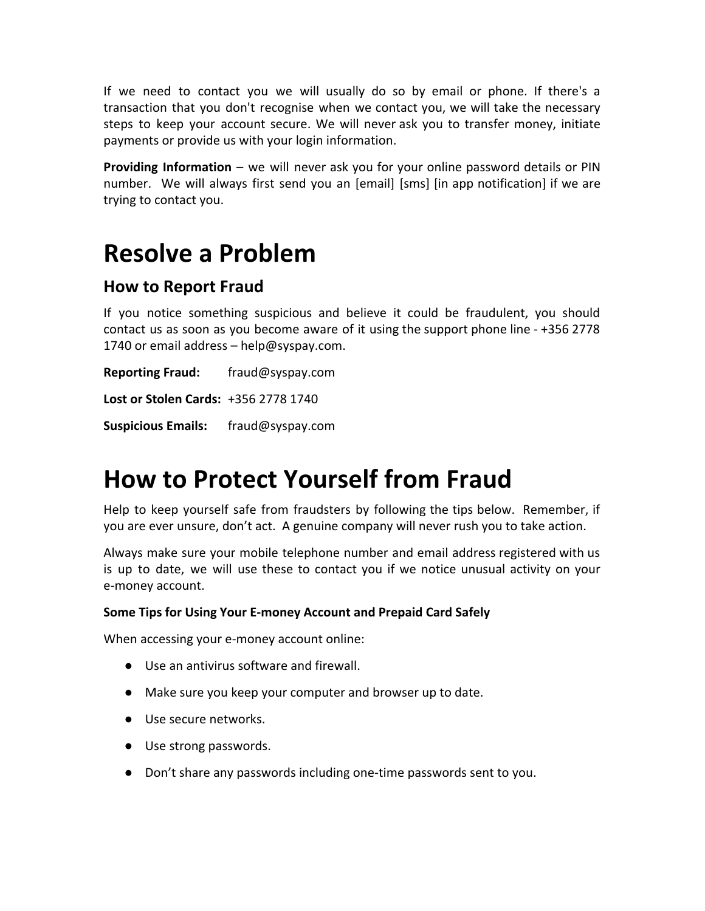If we need to contact you we will usually do so by email or phone. If there's a transaction that you don't recognise when we contact you, we will take the necessary steps to keep your account secure. We will never ask you to transfer money, initiate payments or provide us with your login information.

**Providing Information** – we will never ask you for your online password details or PIN number. We will always first send you an [email] [sms] [in app notification] if we are trying to contact you.

# Resolve a Problem

## How to Report Fraud

If you notice something suspicious and believe it could be fraudulent, you should contact us as soon as you become aware of it using the support phone line - +356 2778 1740 or email address – help@syspay.com.

**Reporting Fraud:** fraud@syspay.com

**Lost or Stolen Cards:** +356 2778 1740

**Suspicious Emails:** fraud@syspay.com

# How to Protect Yourself from Fraud

Help to keep yourself safe from fraudsters by following the tips below. Remember, if you are ever unsure, don't act. A genuine company will never rush you to take action.

Always make sure your mobile telephone number and email address registered with us is up to date, we will use these to contact you if we notice unusual activity on your e-money account.

**Some Tips for Using Your E-money Account and Prepaid Card Safely**

When accessing your e-money account online:

- Use an antivirus software and firewall.
- Make sure you keep your computer and browser up to date.
- Use secure networks.
- Use strong passwords.
- Don't share any passwords including one-time passwords sent to you.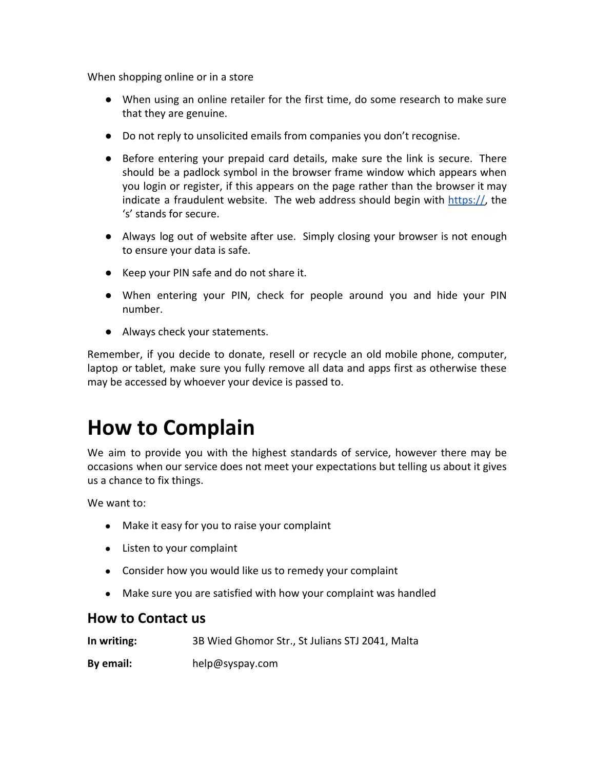When shopping online or in a store

- When using an online retailer for the first time, do some research to make sure that they are genuine.
- Do not reply to unsolicited emails from companies you don't recognise.
- Before entering your prepaid card details, make sure the link is secure. There should be a padlock symbol in the browser frame window which appears when you login or register, if this appears on the page rather than the browser it may indicate a fraudulent website. The web address should begin with https://, the 's' stands for secure.
- Always log out of website after use. Simply closing your browser is not enough to ensure your data is safe.
- Keep your PIN safe and do not share it.
- When entering your PIN, check for people around you and hide your PIN number.
- Always check your statements.

Remember, if you decide to donate, resell or recycle an old mobile phone, computer, laptop or tablet, make sure you fully remove all data and apps first as otherwise these may be accessed by whoever your device is passed to.

# How to Complain

We aim to provide you with the highest standards of service, however there may be occasions when our service does not meet your expectations but telling us about it gives us a chance to fix things.

We want to:

- Make it easy for you to raise your complaint
- Listen to your complaint
- Consider how you would like us to remedy your complaint
- Make sure you are satisfied with how your complaint was handled

## How to Contact us

**In writing:** 3B Wied Ghomor Str., St Julians STJ 2041, Malta

**By email:** help@syspay.com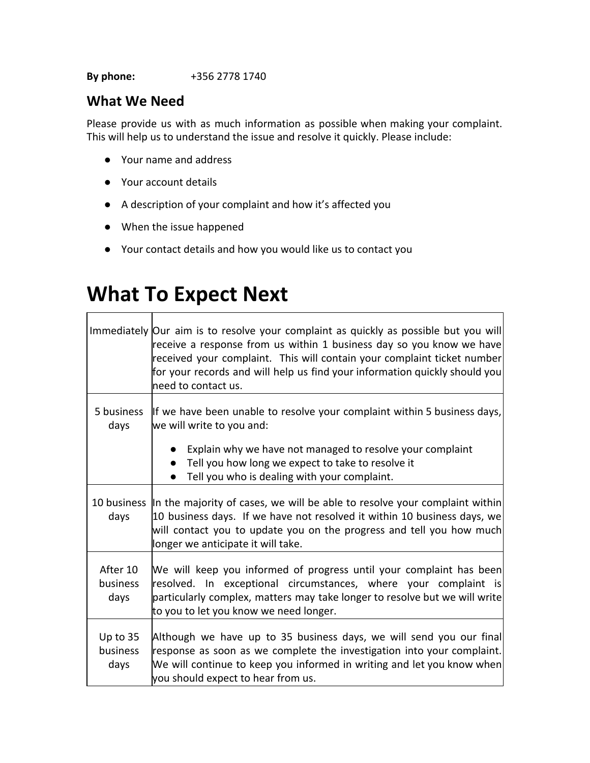**By phone:** +356 2778 1740

## What We Need

Please provide us with as much information as possible when making your complaint. This will help us to understand the issue and resolve it quickly. Please include:

- Your name and address
- Your account details
- A description of your complaint and how it's affected you
- When the issue happened
- Your contact details and how you would like us to contact you

# What To Expect Next

| | |
|---|---|
| Immediately | Our aim is to resolve your complaint as quickly as possible but you will receive a response from us within 1 business day so you know we have received your complaint. This will contain your complaint ticket number for your records and will help us find your information quickly should you need to contact us. |
| 5 business days | If we have been unable to resolve your complaint within 5 business days, we will write to you and:<br>• Explain why we have not managed to resolve your complaint<br>• Tell you how long we expect to take to resolve it<br>• Tell you who is dealing with your complaint. |
| 10 business days | In the majority of cases, we will be able to resolve your complaint within 10 business days. If we have not resolved it within 10 business days, we will contact you to update you on the progress and tell you how much longer we anticipate it will take. |
| After 10 business days | We will keep you informed of progress until your complaint has been resolved. In exceptional circumstances, where your complaint is particularly complex, matters may take longer to resolve but we will write to you to let you know we need longer. |
| Up to 35 business days | Although we have up to 35 business days, we will send you our final response as soon as we complete the investigation into your complaint. We will continue to keep you informed in writing and let you know when you should expect to hear from us. |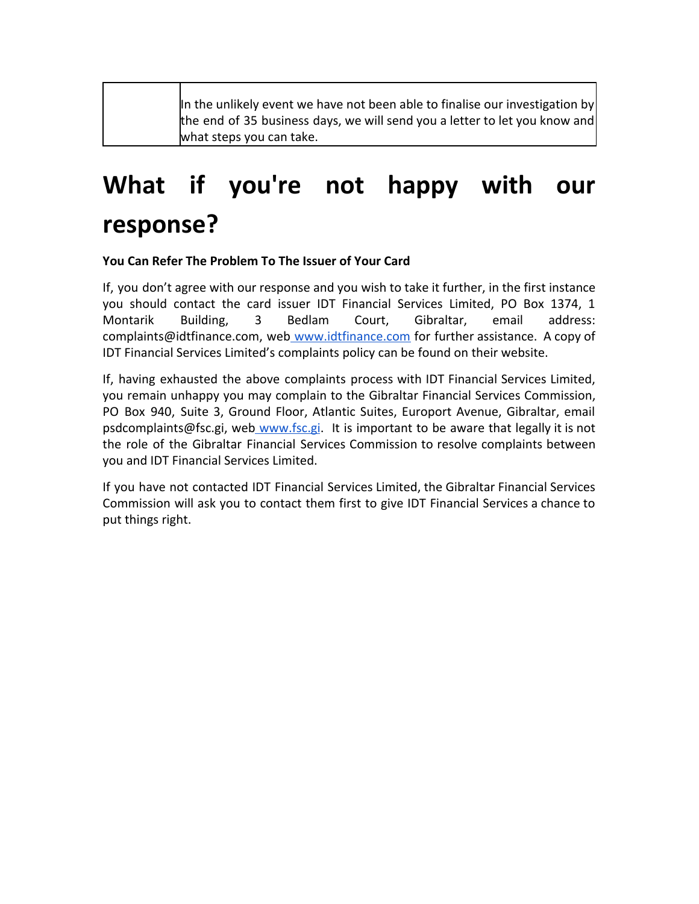| | |
|---|---|
| | In the unlikely event we have not been able to finalise our investigation by the end of 35 business days, we will send you a letter to let you know and what steps you can take. |

# What if you're not happy with our response?

**You Can Refer The Problem To The Issuer of Your Card**

If, you don't agree with our response and you wish to take it further, in the first instance you should contact the card issuer IDT Financial Services Limited, PO Box 1374, 1 Montarik Building, 3 Bedlam Court, Gibraltar, email address: complaints@idtfinance.com, web www.idtfinance.com for further assistance. A copy of IDT Financial Services Limited's complaints policy can be found on their website.

If, having exhausted the above complaints process with IDT Financial Services Limited, you remain unhappy you may complain to the Gibraltar Financial Services Commission, PO Box 940, Suite 3, Ground Floor, Atlantic Suites, Europort Avenue, Gibraltar, email psdcomplaints@fsc.gi, web www.fsc.gi. It is important to be aware that legally it is not the role of the Gibraltar Financial Services Commission to resolve complaints between you and IDT Financial Services Limited.

If you have not contacted IDT Financial Services Limited, the Gibraltar Financial Services Commission will ask you to contact them first to give IDT Financial Services a chance to put things right.